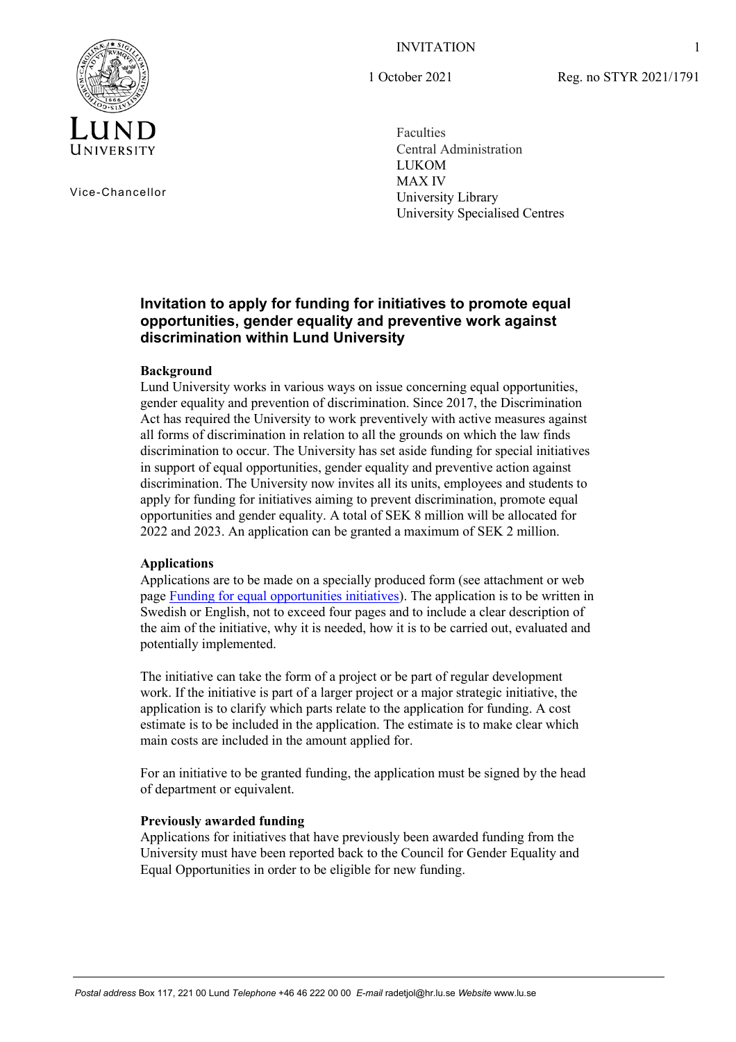Vice-Chancellor

INVITATION

1 October 2021

Reg. no STYR 2021/1791

Faculties
Central Administration
LUKOM
MAX IV
University Library
University Specialised Centres

## Invitation to apply for funding for initiatives to promote equal opportunities, gender equality and preventive work against discrimination within Lund University

**Background**

Lund University works in various ways on issue concerning equal opportunities, gender equality and prevention of discrimination. Since 2017, the Discrimination Act has required the University to work preventively with active measures against all forms of discrimination in relation to all the grounds on which the law finds discrimination to occur. The University has set aside funding for special initiatives in support of equal opportunities, gender equality and preventive action against discrimination. The University now invites all its units, employees and students to apply for funding for initiatives aiming to prevent discrimination, promote equal opportunities and gender equality. A total of SEK 8 million will be allocated for 2022 and 2023. An application can be granted a maximum of SEK 2 million.

**Applications**

Applications are to be made on a specially produced form (see attachment or web page Funding for equal opportunities initiatives). The application is to be written in Swedish or English, not to exceed four pages and to include a clear description of the aim of the initiative, why it is needed, how it is to be carried out, evaluated and potentially implemented.

The initiative can take the form of a project or be part of regular development work. If the initiative is part of a larger project or a major strategic initiative, the application is to clarify which parts relate to the application for funding. A cost estimate is to be included in the application. The estimate is to make clear which main costs are included in the amount applied for.

For an initiative to be granted funding, the application must be signed by the head of department or equivalent.

**Previously awarded funding**

Applications for initiatives that have previously been awarded funding from the University must have been reported back to the Council for Gender Equality and Equal Opportunities in order to be eligible for new funding.

*Postal address* Box 117, 221 00 Lund *Telephone* +46 46 222 00 00 *E-mail* radetjol@hr.lu.se *Website* www.lu.se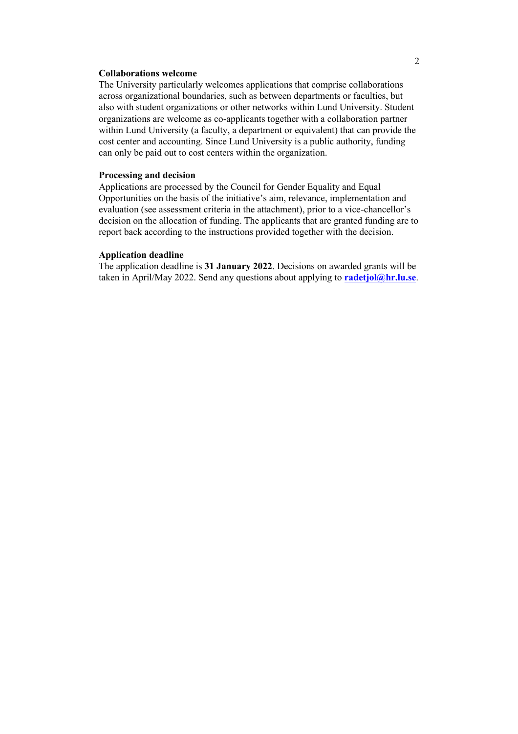**Collaborations welcome**

The University particularly welcomes applications that comprise collaborations across organizational boundaries, such as between departments or faculties, but also with student organizations or other networks within Lund University. Student organizations are welcome as co-applicants together with a collaboration partner within Lund University (a faculty, a department or equivalent) that can provide the cost center and accounting. Since Lund University is a public authority, funding can only be paid out to cost centers within the organization.

**Processing and decision**

Applications are processed by the Council for Gender Equality and Equal Opportunities on the basis of the initiative's aim, relevance, implementation and evaluation (see assessment criteria in the attachment), prior to a vice-chancellor's decision on the allocation of funding. The applicants that are granted funding are to report back according to the instructions provided together with the decision.

**Application deadline**

The application deadline is **31 January 2022**. Decisions on awarded grants will be taken in April/May 2022. Send any questions about applying to **radetjol@hr.lu.se**.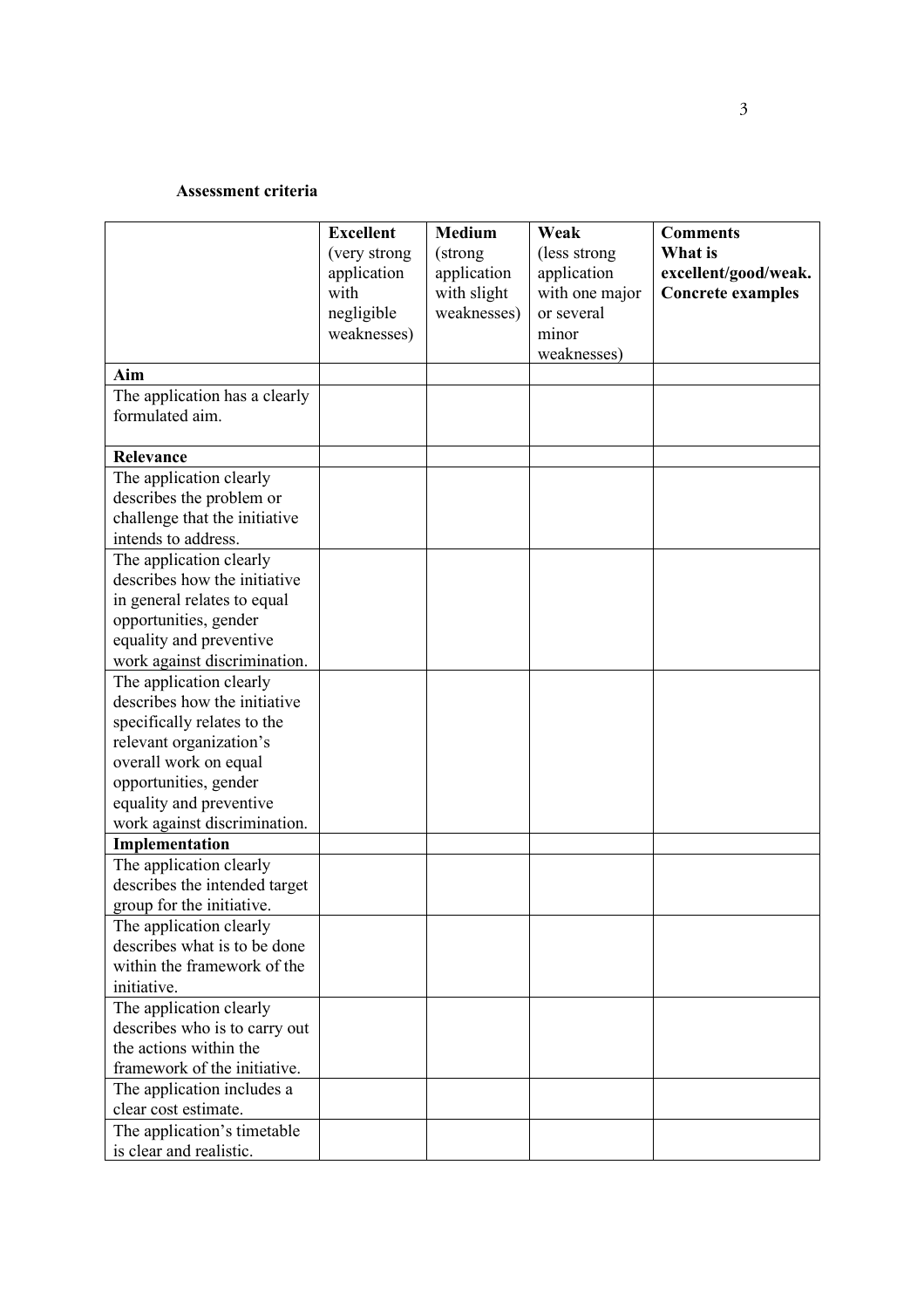**Assessment criteria**

| | **Excellent** (very strong application with negligible weaknesses) | **Medium** (strong application with slight weaknesses) | **Weak** (less strong application with one major or several minor weaknesses) | **Comments What is excellent/good/weak. Concrete examples** |
|---|---|---|---|---|
| **Aim** | | | | |
| The application has a clearly formulated aim. | | | | |
| **Relevance** | | | | |
| The application clearly describes the problem or challenge that the initiative intends to address. | | | | |
| The application clearly describes how the initiative in general relates to equal opportunities, gender equality and preventive work against discrimination. | | | | |
| The application clearly describes how the initiative specifically relates to the relevant organization's overall work on equal opportunities, gender equality and preventive work against discrimination. | | | | |
| **Implementation** | | | | |
| The application clearly describes the intended target group for the initiative. | | | | |
| The application clearly describes what is to be done within the framework of the initiative. | | | | |
| The application clearly describes who is to carry out the actions within the framework of the initiative. | | | | |
| The application includes a clear cost estimate. | | | | |
| The application's timetable is clear and realistic. | | | | |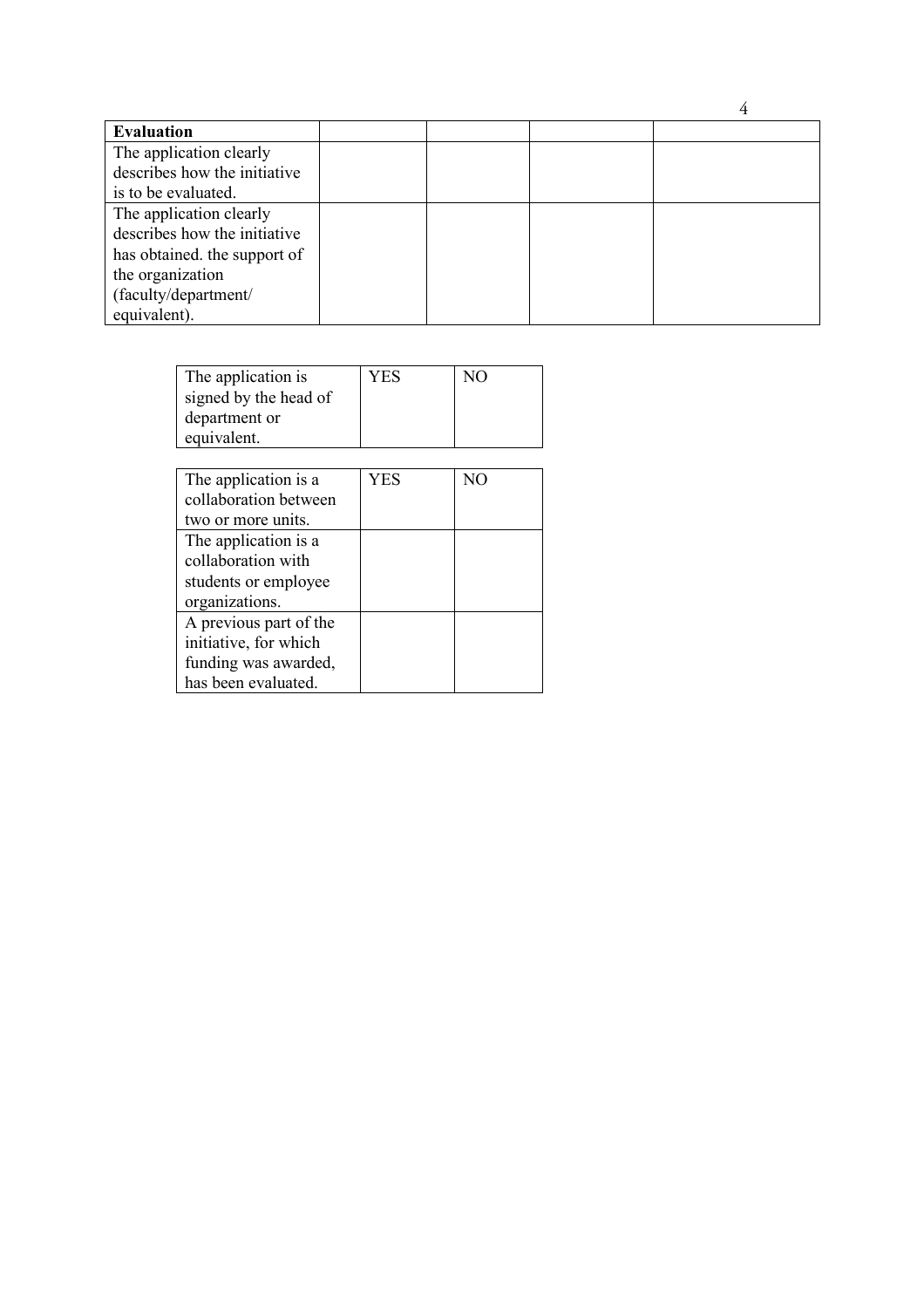| **Evaluation** | | | | |
|---|---|---|---|---|
| The application clearly describes how the initiative is to be evaluated. | | | | |
| The application clearly describes how the initiative has obtained. the support of the organization (faculty/department/ equivalent). | | | | |

| | | |
|---|---|---|
| The application is signed by the head of department or equivalent. | YES | NO |

| | | |
|---|---|---|
| The application is a collaboration between two or more units. | YES | NO |
| The application is a collaboration with students or employee organizations. | | |
| A previous part of the initiative, for which funding was awarded, has been evaluated. | | |